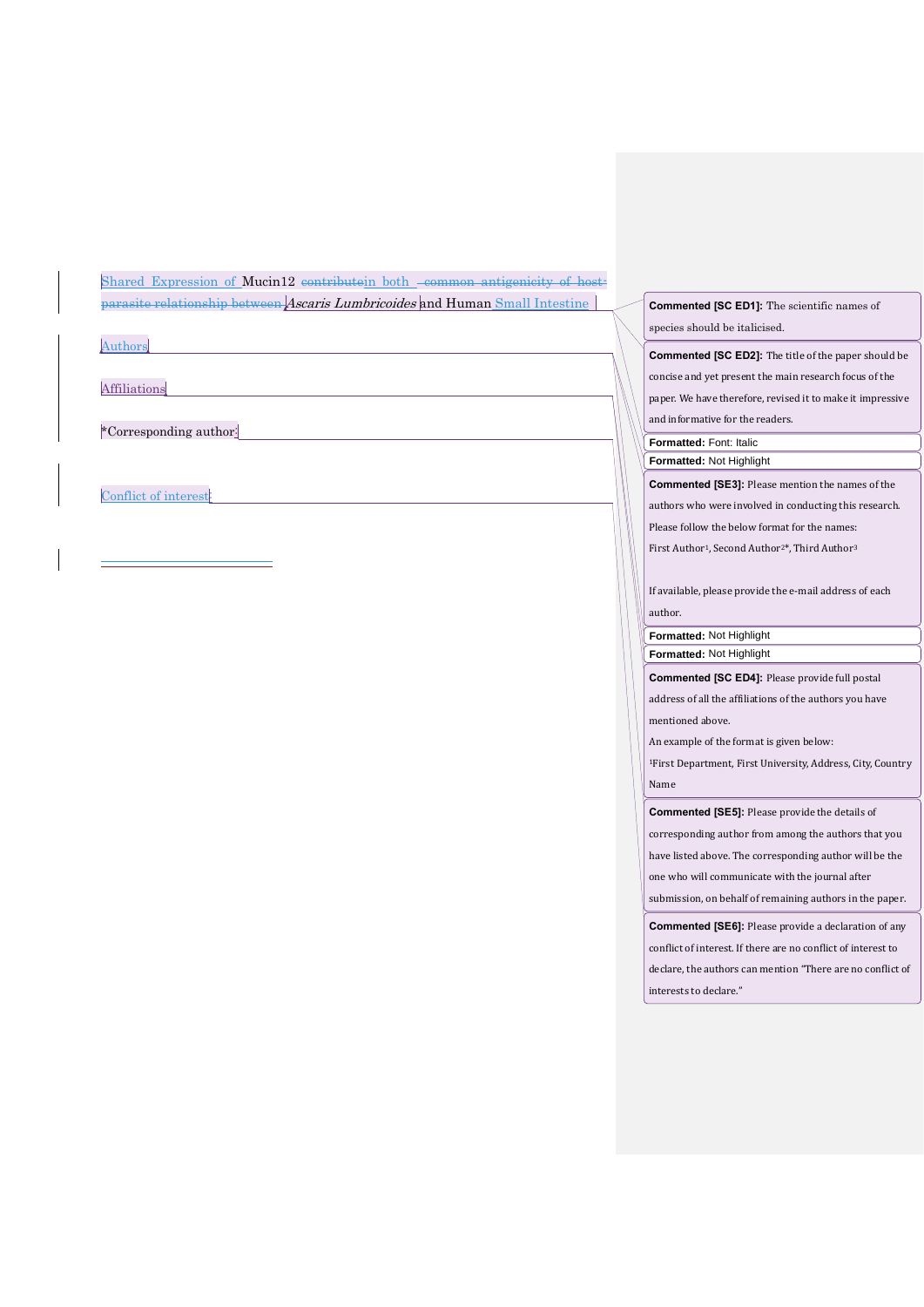Shared Expression of Mucin12 contributein both common antigenicity of host-parasite relationship between *Ascaris Lumbricoides* and Human Small Intestine

Authors

Affiliations

*Corresponding author:

Conflict of interest:

---

**Commented [SC ED1]:** The scientific names of species should be italicised.

**Commented [SC ED2]:** The title of the paper should be concise and yet present the main research focus of the paper. We have therefore, revised it to make it impressive and informative for the readers.

**Formatted:** Font: Italic

**Formatted:** Not Highlight

**Commented [SE3]:** Please mention the names of the authors who were involved in conducting this research. Please follow the below format for the names:

First Author[1], Second Author[2]*, Third Author[3]

If available, please provide the e-mail address of each author.

**Formatted:** Not Highlight

**Formatted:** Not Highlight

**Commented [SC ED4]:** Please provide full postal address of all the affiliations of the authors you have mentioned above.

An example of the format is given below:

[1]First Department, First University, Address, City, Country Name

**Commented [SE5]:** Please provide the details of corresponding author from among the authors that you have listed above. The corresponding author will be the one who will communicate with the journal after submission, on behalf of remaining authors in the paper.

**Commented [SE6]:** Please provide a declaration of any conflict of interest. If there are no conflict of interest to declare, the authors can mention "There are no conflict of interests to declare."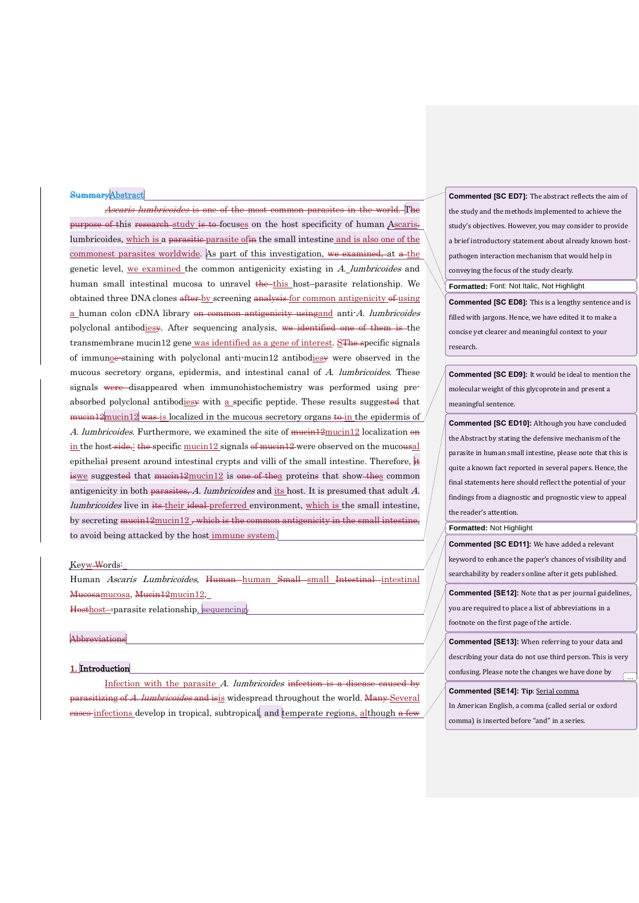## Abstract

This study focuses on the host specificity of human *Ascaris lumbricoides*, which is a parasite of the small intestine and is also one of the commonest parasites worldwide. As part of this investigation, at the genetic level, we examined the common antigenicity existing in *A. lumbricoides* and human small intestinal mucosa to unravel this host–parasite relationship. We obtained three DNA clones by screening for common antigenicity using a human colon cDNA library and anti-*A. lumbricoides* polyclonal antibodies. After sequencing analysis, the transmembrane mucin12 gene was identified as a gene of interest. Specific signals of immune-staining with polyclonal anti-mucin12 antibodies were observed in the mucous secretory organs, epidermis, and intestinal canal of *A. lumbricoides*. These signals disappeared when immunohistochemistry was performed using pre-absorbed polyclonal antibodies with a specific peptide. These results suggest that mucin12 is localized in the mucous secretory organs in the epidermis of *A. lumbricoides*. Furthermore, we examined the site of mucin12 localization in the host; the specific mucin12 signals were observed on the mucosal epithelia present around intestinal crypts and villi of the small intestine. Therefore, we suggest that mucin12 is one of the proteins that show common antigenicity in both *A. lumbricoides* and its host. It is presumed that adult *A. lumbricoides* live in their preferred environment, which is the small intestine, by secreting mucin12 to avoid being attacked by the host immune system.

Keywords: Human *Ascaris Lumbricoides*, human small intestinal mucosa, mucin12, host–parasite relationship, sequencing

Abbreviations

## 1. Introduction

Infection with the parasite *A. lumbricoides* is widespread throughout the world. Several infections develop in tropical, subtropical, and temperate regions, although

> **Commented [SC ED7]:** The abstract reflects the aim of the study and the methods implemented to achieve the study's objectives. However, you may consider to provide a brief introductory statement about already known host-pathogen interaction mechanism that would help in conveying the focus of the study clearly.

> **Formatted:** Font: Not Italic, Not Highlight

> **Commented [SC ED8]:** This is a lengthy sentence and is filled with jargons. Hence, we have edited it to make a concise yet clearer and meaningful context to your research.

> **Commented [SC ED9]:** It would be ideal to mention the molecular weight of this glycoprotein and present a meaningful sentence.

> **Commented [SC ED10]:** Although you have concluded the Abstract by stating the defensive mechanism of the parasite in human small intestine, please note that this is quite a known fact reported in several papers. Hence, the final statements here should reflect the potential of your findings from a diagnostic and prognostic view to appeal the reader's attention.

> **Formatted:** Not Highlight

> **Commented [SC ED11]:** We have added a relevant keyword to enhance the paper's chances of visibility and searchability by readers online after it gets published.

> **Commented [SE12]:** Note that as per journal guidelines, you are required to place a list of abbreviations in a footnote on the first page of the article.

> **Commented [SE13]:** When referring to your data and describing your data do not use third person. This is very confusing. Please note the changes we have done by ...

> **Commented [SE14]:** **Tip**: Serial comma
> In American English, a comma (called serial or oxford comma) is inserted before "and" in a series.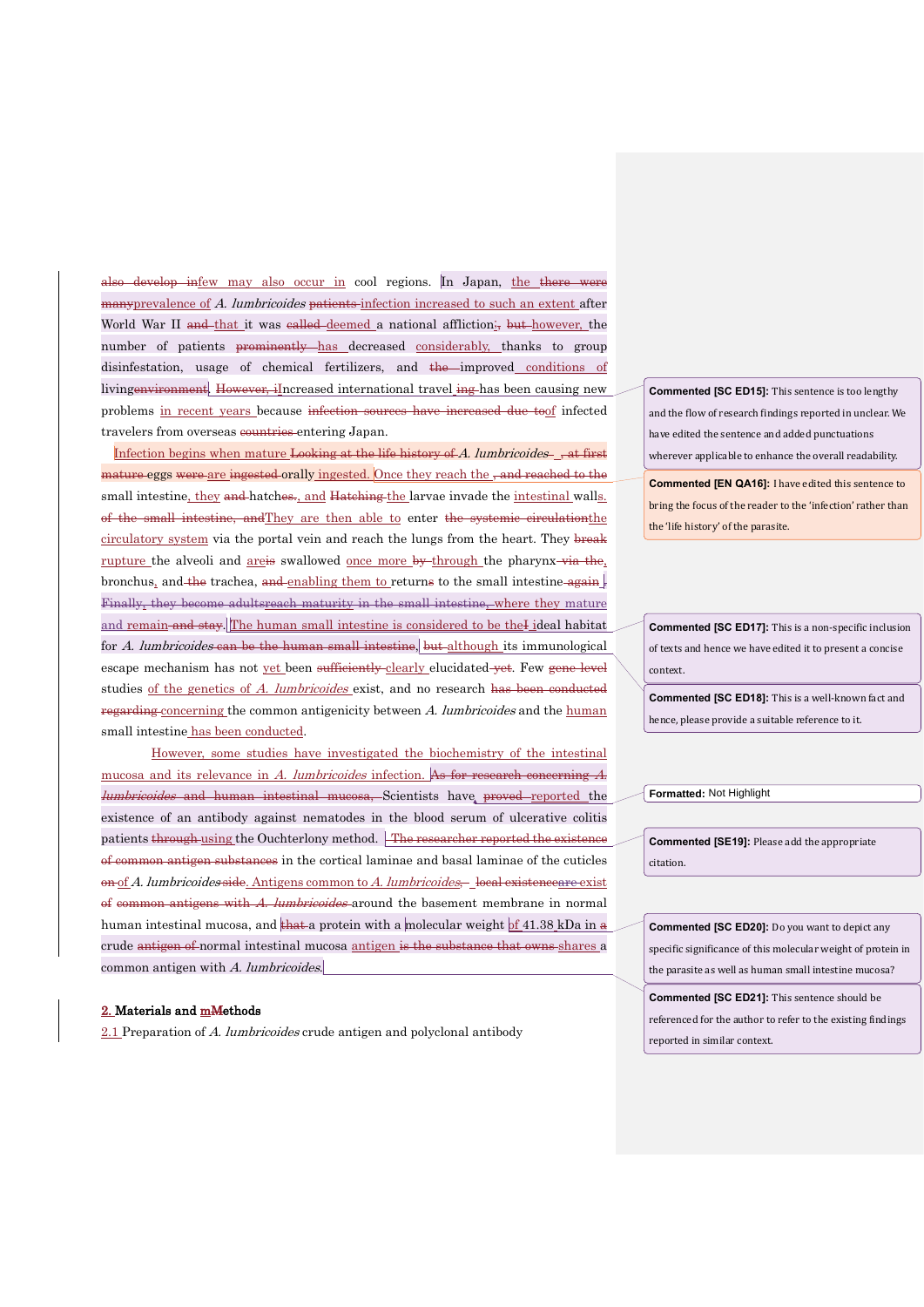few may also occur in cool regions. In Japan, the prevalence of *A. lumbricoides* infection increased to such an extent after World War II that it was deemed a national affliction; however, the number of patients has decreased considerably, thanks to group disinfestation, usage of chemical fertilizers, and improved conditions of living. Increased international travel has been causing new problems in recent years because of infected travelers from overseas entering Japan.

Infection begins when mature *A. lumbricoides* eggs are ingested orally. Once they reach the small intestine, they hatch, and the larvae invade the intestinal walls. They are then able to enter the circulatory system via the portal vein and reach the lungs from the heart. They rupture the alveoli and are swallowed once more through the pharynx, bronchus, and trachea, enabling them to return to the small intestine. Finally, they reach maturity in the small intestine, where they mature and remain. The human small intestine is considered to be the ideal habitat for *A. lumbricoides*, although its immunological escape mechanism has not yet been clearly elucidated. Few studies of the genetics of *A. lumbricoides* exist, and no research concerning the common antigenicity between *A. lumbricoides* and the human small intestine has been conducted.

However, some studies have investigated the biochemistry of the intestinal mucosa and its relevance in *A. lumbricoides* infection. Scientists have reported the existence of an antibody against nematodes in the blood serum of ulcerative colitis patients using the Ouchterlony method. in the cortical laminae and basal laminae of the cuticles of *A. lumbricoides*. Antigens common to *A. lumbricoides* are exist around the basement membrane in normal human intestinal mucosa, and a protein with a molecular weight of 41.38 kDa in crude normal intestinal mucosa antigen shares a common antigen with *A. lumbricoides*.

## 2. Materials and Methods

### 2.1 Preparation of *A. lumbricoides* crude antigen and polyclonal antibody

---

**Commented [SC ED15]:** This sentence is too lengthy and the flow of research findings reported in unclear. We have edited the sentence and added punctuations wherever applicable to enhance the overall readability.

**Commented [EN QA16]:** I have edited this sentence to bring the focus of the reader to the 'infection' rather than the 'life history' of the parasite.

**Commented [SC ED17]:** This is a non-specific inclusion of texts and hence we have edited it to present a concise context.

**Commented [SC ED18]:** This is a well-known fact and hence, please provide a suitable reference to it.

**Formatted:** Not Highlight

**Commented [SE19]:** Please add the appropriate citation.

**Commented [SC ED20]:** Do you want to depict any specific significance of this molecular weight of protein in the parasite as well as human small intestine mucosa?

**Commented [SC ED21]:** This sentence should be referenced for the author to refer to the existing findings reported in similar context.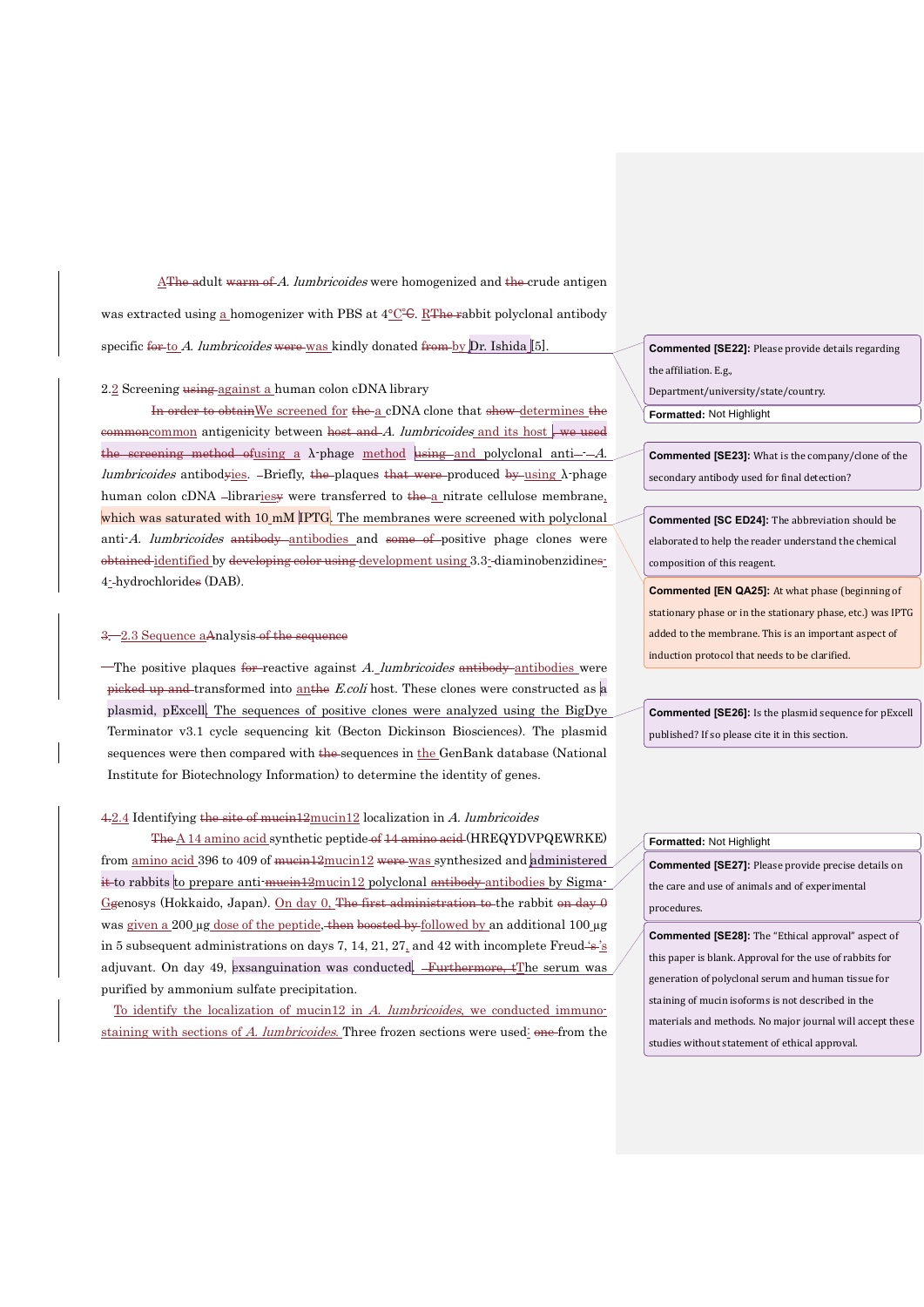The adult *A. lumbricoides* were homogenized and crude antigen was extracted using a homogenizer with PBS at 4°C. Rabbit polyclonal antibody specific to *A. lumbricoides* was kindly donated by Dr. Ishida [5].

2.2 Screening against a human colon cDNA library

We screened for a cDNA clone that determines common antigenicity between *A. lumbricoides* and its host using a λ-phage method and polyclonal anti-*A. lumbricoides* antibodies. Briefly, plaques produced using λ-phage human colon cDNA libraries were transferred to a nitrate cellulose membrane, which was saturated with 10 mM IPTG. The membranes were screened with polyclonal anti-*A. lumbricoides* antibodies and positive phage clones were identified by development using 3.3-diaminobenzidine-4-hydrochlorides (DAB).

2.3 Sequence Analysis

The positive plaques reactive against *A. lumbricoides* antibodies were transformed into an *E.coli* host. These clones were constructed as a plasmid, pExcell. The sequences of positive clones were analyzed using the BigDye Terminator v3.1 cycle sequencing kit (Becton Dickinson Biosciences). The plasmid sequences were then compared with sequences in the GenBank database (National Institute for Biotechnology Information) to determine the identity of genes.

2.4 Identifying mucin12 localization in *A. lumbricoides*

A 14 amino acid synthetic peptide (HREQYDVPQEWRKE) from amino acid 396 to 409 of mucin12 was synthesized and administered to rabbits to prepare anti-mucin12 polyclonal antibodies by Sigma-Genosys (Hokkaido, Japan). On day 0, the rabbit was given a 200 μg dose of the peptide, followed by an additional 100 μg in 5 subsequent administrations on days 7, 14, 21, 27, and 42 with incomplete Freud's adjuvant. On day 49, exsanguination was conducted. The serum was purified by ammonium sulfate precipitation.

To identify the localization of mucin12 in *A. lumbricoides*, we conducted immuno-staining with sections of *A. lumbricoides*. Three frozen sections were used: from the

**Commented [SE22]:** Please provide details regarding the affiliation. E.g., Department/university/state/country.

**Commented [SE23]:** What is the company/clone of the secondary antibody used for final detection?

**Commented [SC ED24]:** The abbreviation should be elaborated to help the reader understand the chemical composition of this reagent.

**Commented [EN QA25]:** At what phase (beginning of stationary phase or in the stationary phase, etc.) was IPTG added to the membrane. This is an important aspect of induction protocol that needs to be clarified.

**Commented [SE26]:** Is the plasmid sequence for pExcell published? If so please cite it in this section.

**Commented [SE27]:** Please provide precise details on the care and use of animals and of experimental procedures.

**Commented [SE28]:** The "Ethical approval" aspect of this paper is blank. Approval for the use of rabbits for generation of polyclonal serum and human tissue for staining of mucin isoforms is not described in the materials and methods. No major journal will accept these studies without statement of ethical approval.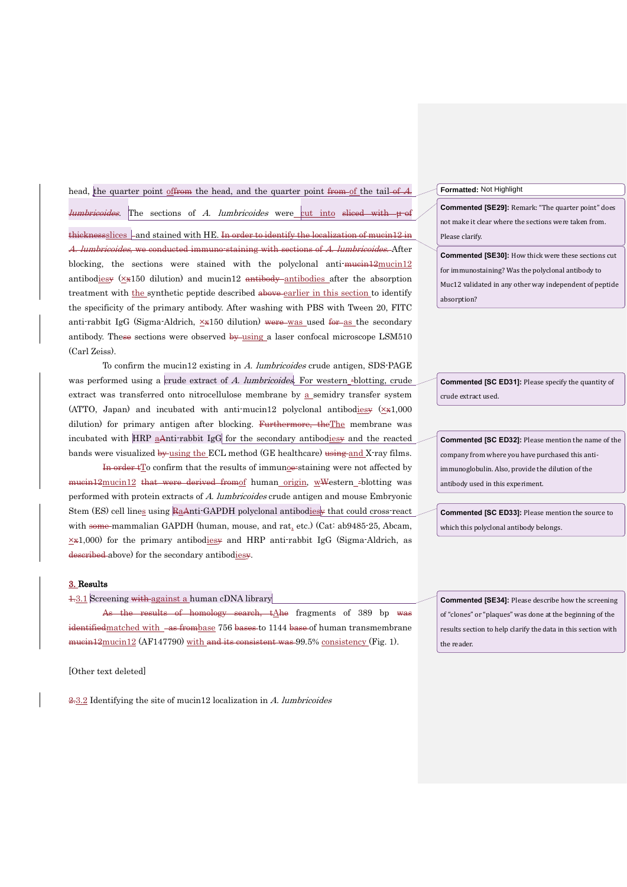head, the quarter point of the head, and the quarter point of the tail. The sections of *A. lumbricoides* were cut into slices and stained with HE. After blocking, the sections were stained with the polyclonal anti-mucin12 antibodies (×150 dilution) and mucin12 antibodies after the absorption treatment with the synthetic peptide described earlier in this section to identify the specificity of the primary antibody. After washing with PBS with Tween 20, FITC anti-rabbit IgG (Sigma-Aldrich, ×150 dilution) was used as the secondary antibody. The sections were observed using a laser confocal microscope LSM510 (Carl Zeiss).

To confirm the mucin12 existing in *A. lumbricoides* crude antigen, SDS-PAGE was performed using a crude extract of *A. lumbricoides*. For western blotting, crude extract was transferred onto nitrocellulose membrane by a semidry transfer system (ATTO, Japan) and incubated with anti-mucin12 polyclonal antibodies (×1,000 dilution) for primary antigen after blocking. The membrane was incubated with HRP anti-rabbit IgG for the secondary antibodies and the reacted bands were visualized using the ECL method (GE healthcare) and X-ray films.

To confirm that the results of immunostaining were not affected by mucin12 of human origin, Western blotting was performed with protein extracts of *A. lumbricoides* crude antigen and mouse Embryonic Stem (ES) cell lines using anti-GAPDH polyclonal antibodies that could cross-react with mammalian GAPDH (human, mouse, and rat, etc.) (Cat: ab9485-25, Abcam, ×1,000) for the primary antibodies and HRP anti-rabbit IgG (Sigma-Aldrich, as above) for the secondary antibodies.

## 3. Results

### 3.1 Screening against a human cDNA library

The fragments of 389 bp matched with base 756 to 1144 of human transmembrane mucin12 (AF147790) with 99.5% consistency (Fig. 1).

[Other text deleted]

### 3.2 Identifying the site of mucin12 localization in *A. lumbricoides*

Formatted: Not Highlight

Commented [SE29]: Remark: "The quarter point" does not make it clear where the sections were taken from. Please clarify.

Commented [SE30]: How thick were these sections cut for immunostaining? Was the polyclonal antibody to Muc12 validated in any other way independent of peptide absorption?

Commented [SC ED31]: Please specify the quantity of crude extract used.

Commented [SC ED32]: Please mention the name of the company from where you have purchased this anti-immunoglobulin. Also, provide the dilution of the antibody used in this experiment.

Commented [SC ED33]: Please mention the source to which this polyclonal antibody belongs.

Commented [SE34]: Please describe how the screening of "clones" or "plaques" was done at the beginning of the results section to help clarify the data in this section with the reader.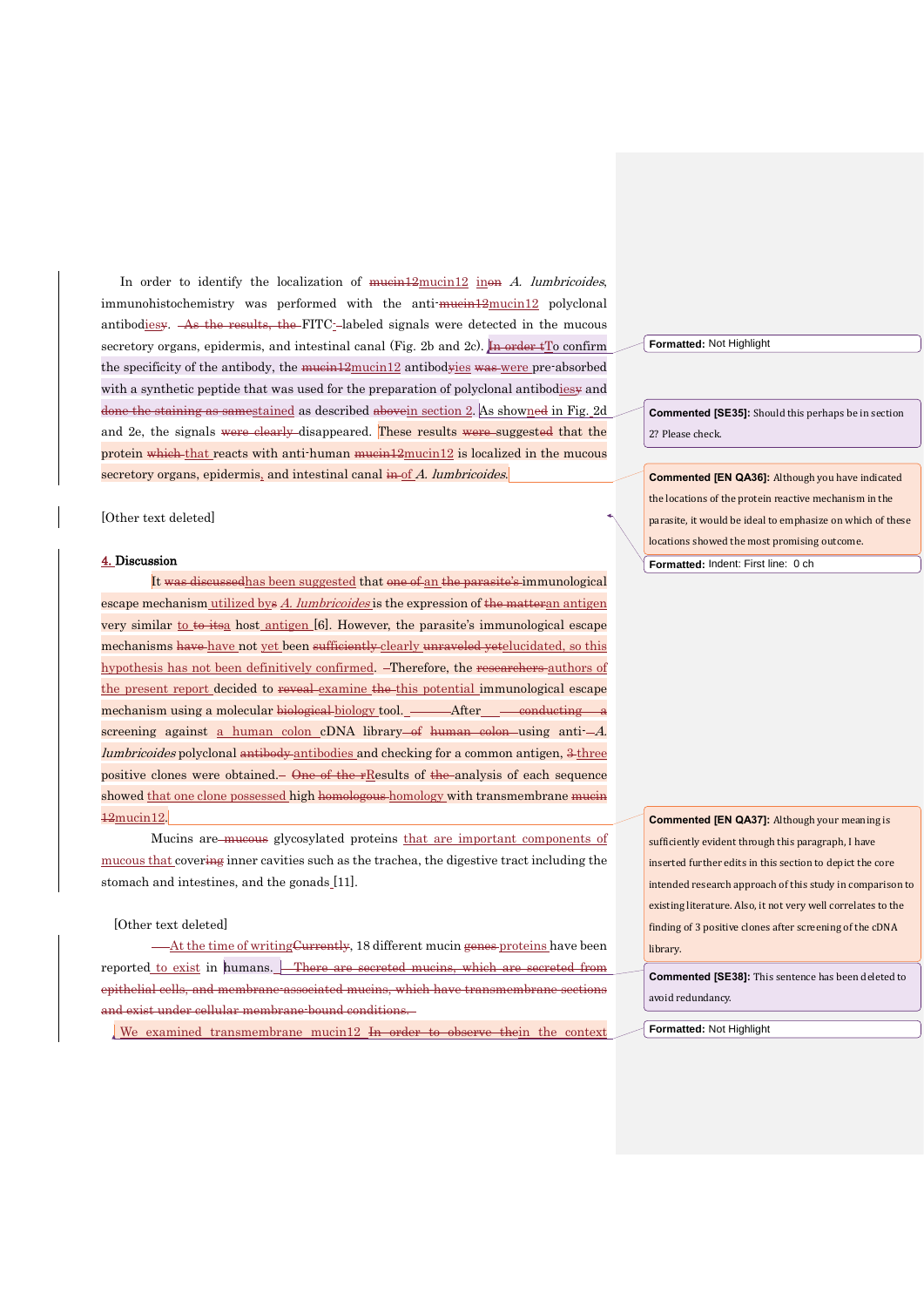In order to identify the localization of mucin12 in *A. lumbricoides*, immunohistochemistry was performed with the anti-mucin12 polyclonal antibodies. FITC-labeled signals were detected in the mucous secretory organs, epidermis, and intestinal canal (Fig. 2b and 2c). To confirm the specificity of the antibody, the mucin12 antibodies were pre-absorbed with a synthetic peptide that was used for the preparation of polyclonal antibodies and stained as described in section 2. As shown in Fig. 2d and 2e, the signals disappeared. These results suggest that the protein that reacts with anti-human mucin12 is localized in the mucous secretory organs, epidermis, and intestinal canal of *A. lumbricoides*.

> **Formatted:** Not Highlight

> **Commented [SE35]:** Should this perhaps be in section 2? Please check.

> **Commented [EN QA36]:** Although you have indicated the locations of the protein reactive mechanism in the parasite, it would be ideal to emphasize on which of these locations showed the most promising outcome.

[Other text deleted]

> **Formatted:** Indent: First line: 0 ch

## 4. Discussion

It has been suggested that an immunological escape mechanism utilized by *A. lumbricoides* is the expression of an antigen very similar to a host antigen [6]. However, the parasite's immunological escape mechanisms have not yet been clearly elucidated, so this hypothesis has not been definitively confirmed. Therefore, the authors of the present report decided to examine this potential immunological escape mechanism using a molecular biology tool. After screening against a human colon cDNA library using anti-*A. lumbricoides* polyclonal antibodies and checking for a common antigen, three positive clones were obtained. Results of analysis of each sequence showed that one clone possessed high homology with transmembrane mucin12.

> **Commented [EN QA37]:** Although your meaning is sufficiently evident through this paragraph, I have inserted further edits in this section to depict the core intended research approach of this study in comparison to existing literature. Also, it not very well correlates to the finding of 3 positive clones after screening of the cDNA library.

Mucins are glycosylated proteins that are important components of mucous that cover inner cavities such as the trachea, the digestive tract including the stomach and intestines, and the gonads [11].

[Other text deleted]

At the time of writing, 18 different mucin proteins have been reported to exist in humans.

> **Commented [SE38]:** This sentence has been deleted to avoid redundancy.

We examined transmembrane mucin12 in the context

> **Formatted:** Not Highlight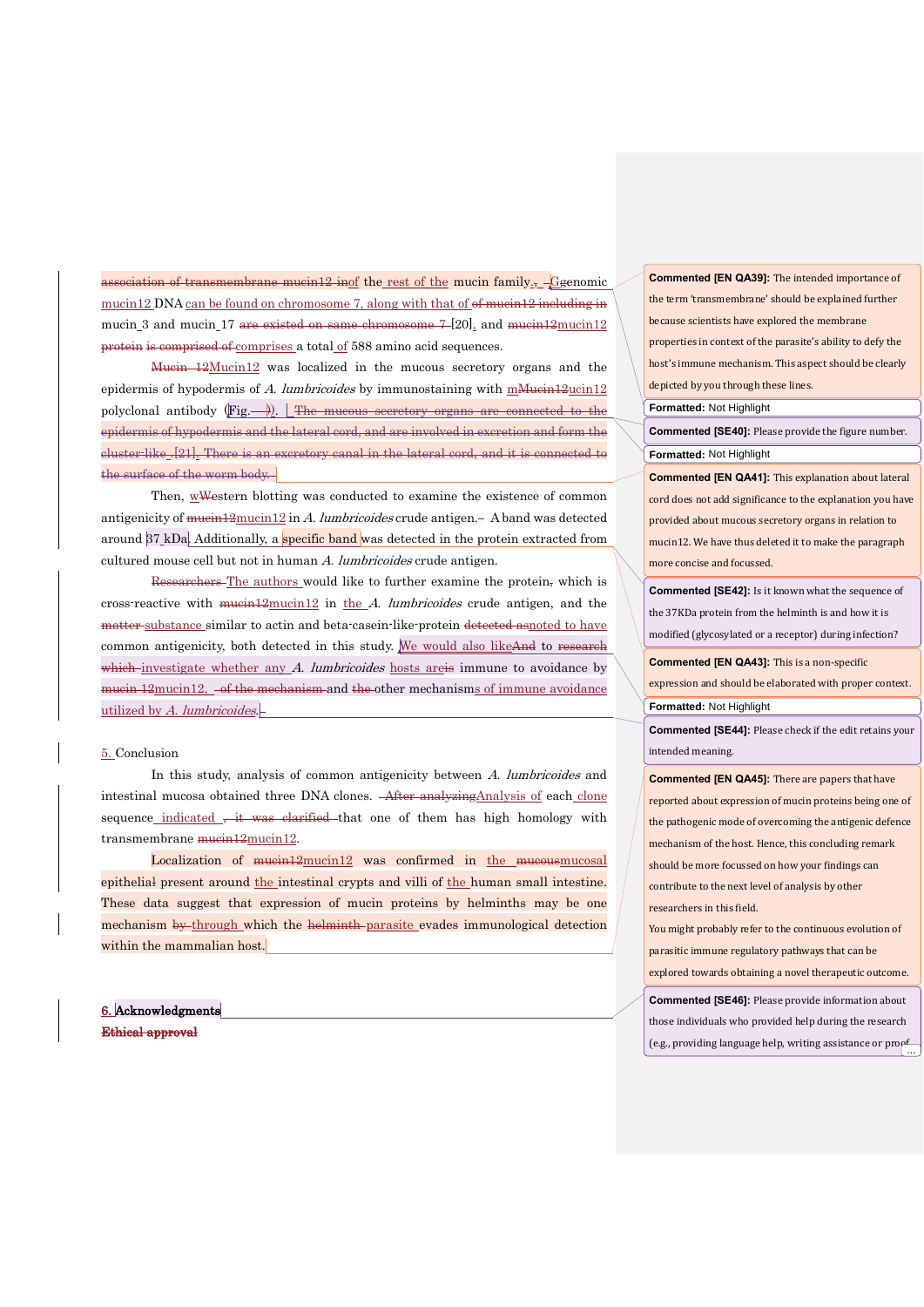~~association of transmembrane mucin12 in~~of the rest of the mucin family~~,~~. ~~g~~Genomic mucin12 DNA can be found on chromosome 7, along with that of ~~of mucin12 including in~~ mucin_3 and mucin_17 ~~are existed on same chromosome 7~~ [20], and ~~mucin12~~mucin12 ~~protein is comprised of~~comprises a total of 588 amino acid sequences.

~~Mucin 12~~Mucin12 was localized in the mucous secretory organs and the epidermis of hypodermis of *A. lumbricoides* by immunostaining with m~~Mucin12~~ucin12 polyclonal antibody (Fig. ~~—~~). ~~The mucous secretory organs are connected to the epidermis of hypodermis and the lateral cord, and are involved in excretion and form the cluster-like [21]. There is an excretory canal in the lateral cord, and it is connected to the surface of the worm body.~~

Then, w~~W~~estern blotting was conducted to examine the existence of common antigenicity of ~~mucin12~~mucin12 in *A. lumbricoides* crude antigen.– A band was detected around 37 kDa. Additionally, a specific band was detected in the protein extracted from cultured mouse cell but not in human *A. lumbricoides* crude antigen.

~~Researchers~~ The authors would like to further examine the protein~~,~~ which is cross-reactive with ~~mucin12~~mucin12 in the *A. lumbricoides* crude antigen, and the ~~matter~~ substance similar to actin and beta-casein-like-protein ~~detected as~~noted to have common antigenicity, both detected in this study. We would also like~~And~~ to ~~research which~~ investigate whether any *A. lumbricoides* hosts are~~is~~ immune to avoidance by ~~mucin 12~~mucin12, ~~of the mechanism~~ and ~~the~~ other mechanisms of immune avoidance utilized by *A. lumbricoides*.

## 5. Conclusion

In this study, analysis of common antigenicity between *A. lumbricoides* and intestinal mucosa obtained three DNA clones. ~~After analyzing~~Analysis of each clone sequence indicated ~~, it was clarified~~ that one of them has high homology with transmembrane ~~mucin12~~mucin12.

Localization of ~~mucin12~~mucin12 was confirmed in the ~~mucous~~mucosal epithelia~~l~~ present around the intestinal crypts and villi of the human small intestine. These data suggest that expression of mucin proteins by helminths may be one mechanism ~~by~~ through which the ~~helminth~~ parasite evades immunological detection within the mammalian host.

## 6. Acknowledgments

~~**Ethical approval**~~

---

**Commented [EN QA39]:** The intended importance of the term 'transmembrane' should be explained further because scientists have explored the membrane properties in context of the parasite's ability to defy the host's immune mechanism. This aspect should be clearly depicted by you through these lines.

**Formatted:** Not Highlight

**Commented [SE40]:** Please provide the figure number.

**Formatted:** Not Highlight

**Commented [EN QA41]:** This explanation about lateral cord does not add significance to the explanation you have provided about mucous secretory organs in relation to mucin12. We have thus deleted it to make the paragraph more concise and focussed.

**Commented [SE42]:** Is it known what the sequence of the 37KDa protein from the helminth is and how it is modified (glycosylated or a receptor) during infection?

**Commented [EN QA43]:** This is a non-specific expression and should be elaborated with proper context.

**Formatted:** Not Highlight

**Commented [SE44]:** Please check if the edit retains your intended meaning.

**Commented [EN QA45]:** There are papers that have reported about expression of mucin proteins being one of the pathogenic mode of overcoming the antigenic defence mechanism of the host. Hence, this concluding remark should be more focussed on how your findings can contribute to the next level of analysis by other researchers in this field.
You might probably refer to the continuous evolution of parasitic immune regulatory pathways that can be explored towards obtaining a novel therapeutic outcome.

**Commented [SE46]:** Please provide information about those individuals who provided help during the research (e.g., providing language help, writing assistance or proof ...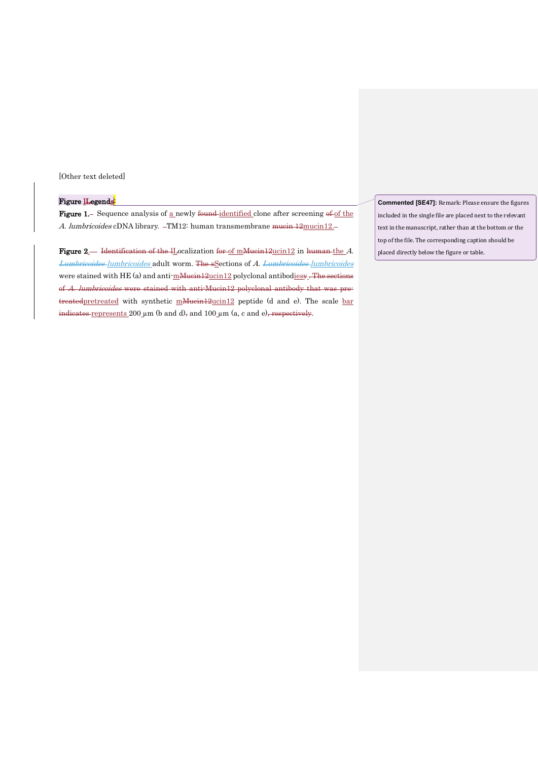[Other text deleted]

**Figure lLegends:**

**Figure 1.**– Sequence analysis of a newly found identified clone after screening of of the *A. lumbricoides* cDNA library. –TM12: human transmembrane mucin 12mucin12.–

**Figure 2.**— Identification of the lLocalization for of mMucin12ucin12 in human the *A. Lumbricoides lumbricoides* adult worm. The sSections of *A. Lumbricoides lumbricoides* were stained with HE (a) and anti-mMucin12ucin12 polyclonal antibodiesy. The sections of *A. lumbricoides* were stained with anti-Mucin12 polyclonal antibody that was pre-treatedpretreated with synthetic mMucin12ucin12 peptide (d and e). The scale bar indicates represents 200 µm (b and d), and 100 µm (a, c and e), respectively.

**Commented [SE47]:** Remark: Please ensure the figures included in the single file are placed next to the relevant text in the manuscript, rather than at the bottom or the top of the file. The corresponding caption should be placed directly below the figure or table.